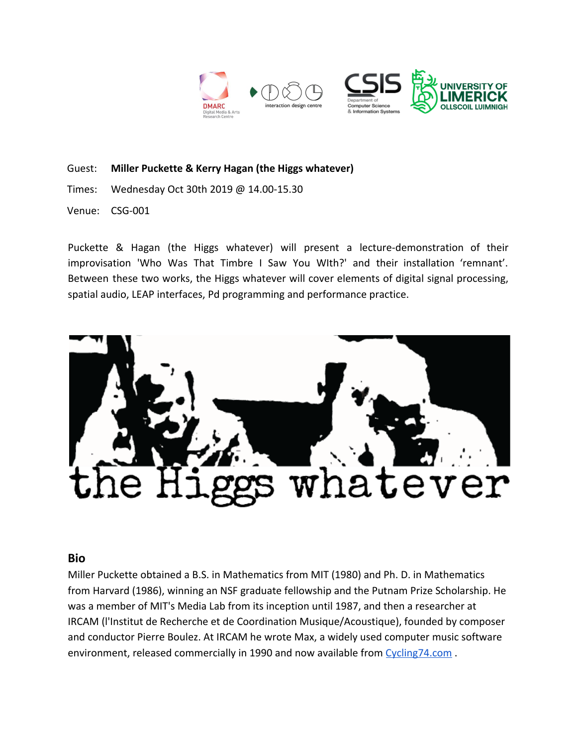Guest: **Miller Puckette & Kerry Hagan (the Higgs whatever)**

Times: Wednesday Oct 30th 2019 @ 14.00-15.30

Venue: CSG-001

Puckette & Hagan (the Higgs whatever) will present a lecture-demonstration of their improvisation 'Who Was That Timbre I Saw You WIth?' and their installation ‘remnant’. Between these two works, the Higgs whatever will cover elements of digital signal processing, spatial audio, LEAP interfaces, Pd programming and performance practice.

## Bio

Miller Puckette obtained a B.S. in Mathematics from MIT (1980) and Ph. D. in Mathematics from Harvard (1986), winning an NSF graduate fellowship and the Putnam Prize Scholarship. He was a member of MIT's Media Lab from its inception until 1987, and then a researcher at IRCAM (l'Institut de Recherche et de Coordination Musique/Acoustique), founded by composer and conductor Pierre Boulez. At IRCAM he wrote Max, a widely used computer music software environment, released commercially in 1990 and now available from Cycling74.com .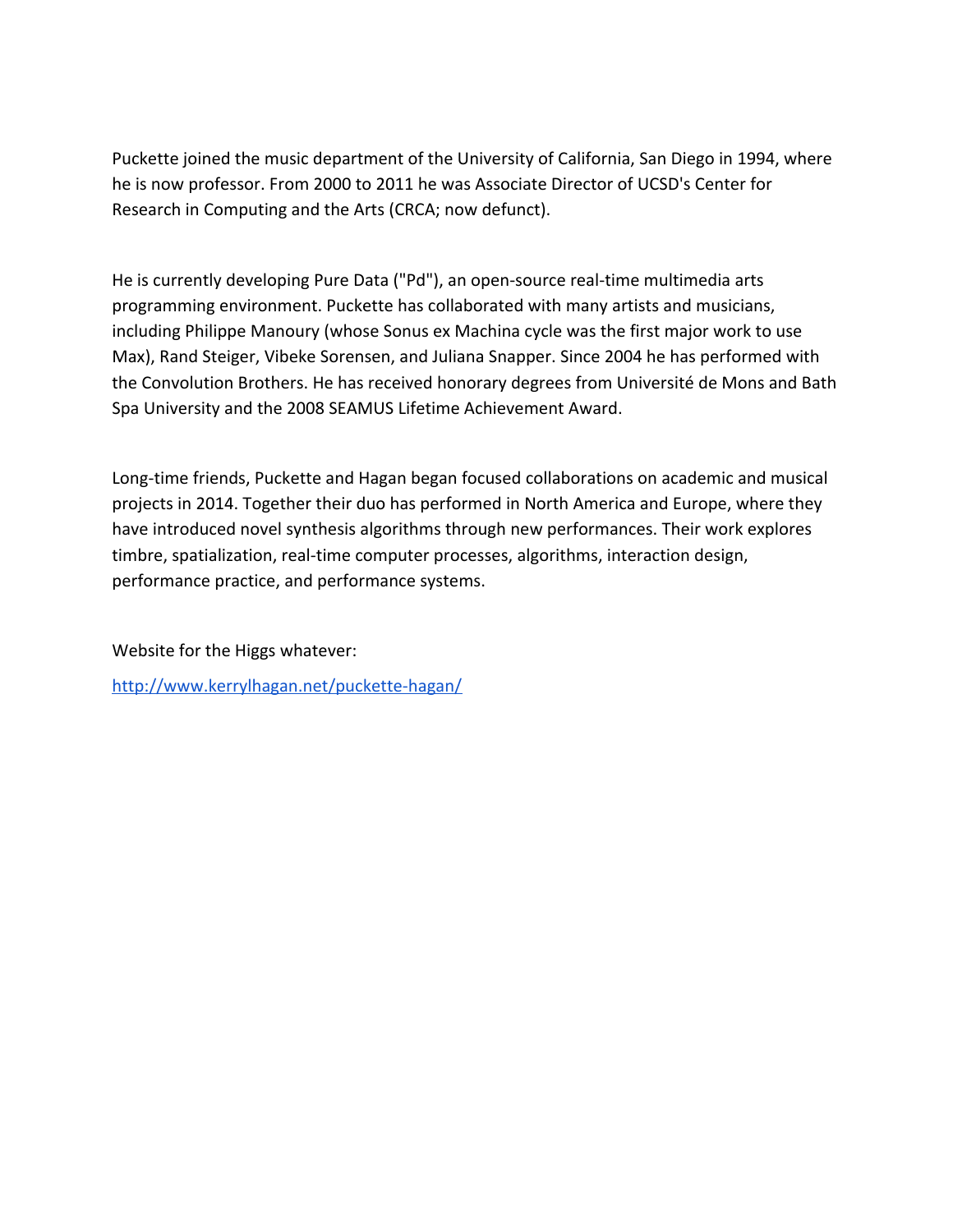Puckette joined the music department of the University of California, San Diego in 1994, where he is now professor. From 2000 to 2011 he was Associate Director of UCSD's Center for Research in Computing and the Arts (CRCA; now defunct).

He is currently developing Pure Data ("Pd"), an open-source real-time multimedia arts programming environment. Puckette has collaborated with many artists and musicians, including Philippe Manoury (whose Sonus ex Machina cycle was the first major work to use Max), Rand Steiger, Vibeke Sorensen, and Juliana Snapper. Since 2004 he has performed with the Convolution Brothers. He has received honorary degrees from Université de Mons and Bath Spa University and the 2008 SEAMUS Lifetime Achievement Award.

Long-time friends, Puckette and Hagan began focused collaborations on academic and musical projects in 2014. Together their duo has performed in North America and Europe, where they have introduced novel synthesis algorithms through new performances. Their work explores timbre, spatialization, real-time computer processes, algorithms, interaction design, performance practice, and performance systems.

Website for the Higgs whatever:

[http://www.kerrylhagan.net/puckette-hagan/](http://www.kerrylhagan.net/puckette-hagan/)